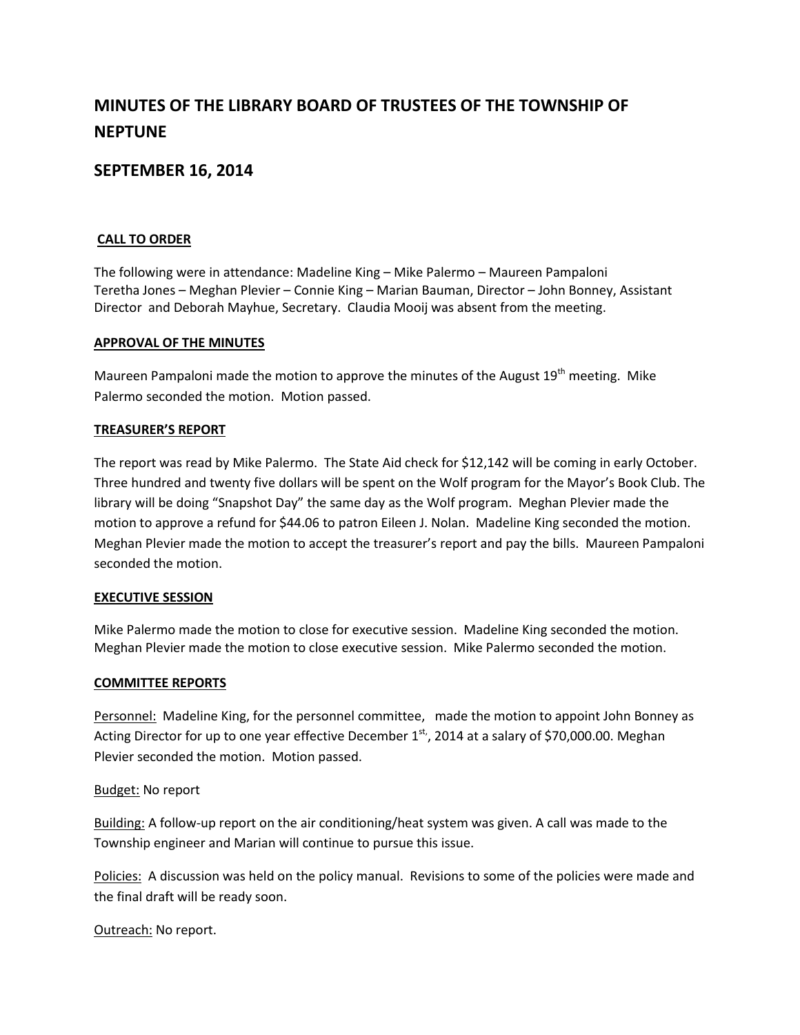# MINUTES OF THE LIBRARY BOARD OF TRUSTEES OF THE TOWNSHIP OF NEPTUNE

## SEPTEMBER 16, 2014

### CALL TO ORDER

The following were in attendance: Madeline King – Mike Palermo – Maureen Pampaloni Teretha Jones – Meghan Plevier – Connie King – Marian Bauman, Director – John Bonney, Assistant Director and Deborah Mayhue, Secretary. Claudia Mooij was absent from the meeting.

### APPROVAL OF THE MINUTES

Maureen Pampaloni made the motion to approve the minutes of the August 19th meeting. Mike Palermo seconded the motion. Motion passed.

### TREASURER'S REPORT

The report was read by Mike Palermo. The State Aid check for $12,142 will be coming in early October. Three hundred and twenty five dollars will be spent on the Wolf program for the Mayor's Book Club. The library will be doing "Snapshot Day" the same day as the Wolf program. Meghan Plevier made the motion to approve a refund for $44.06 to patron Eileen J. Nolan. Madeline King seconded the motion. Meghan Plevier made the motion to accept the treasurer's report and pay the bills. Maureen Pampaloni seconded the motion.

### EXECUTIVE SESSION

Mike Palermo made the motion to close for executive session. Madeline King seconded the motion. Meghan Plevier made the motion to close executive session. Mike Palermo seconded the motion.

### COMMITTEE REPORTS

Personnel: Madeline King, for the personnel committee, made the motion to appoint John Bonney as Acting Director for up to one year effective December 1st, 2014 at a salary of $70,000.00. Meghan Plevier seconded the motion. Motion passed.

Budget: No report

Building: A follow-up report on the air conditioning/heat system was given. A call was made to the Township engineer and Marian will continue to pursue this issue.

Policies: A discussion was held on the policy manual. Revisions to some of the policies were made and the final draft will be ready soon.

Outreach: No report.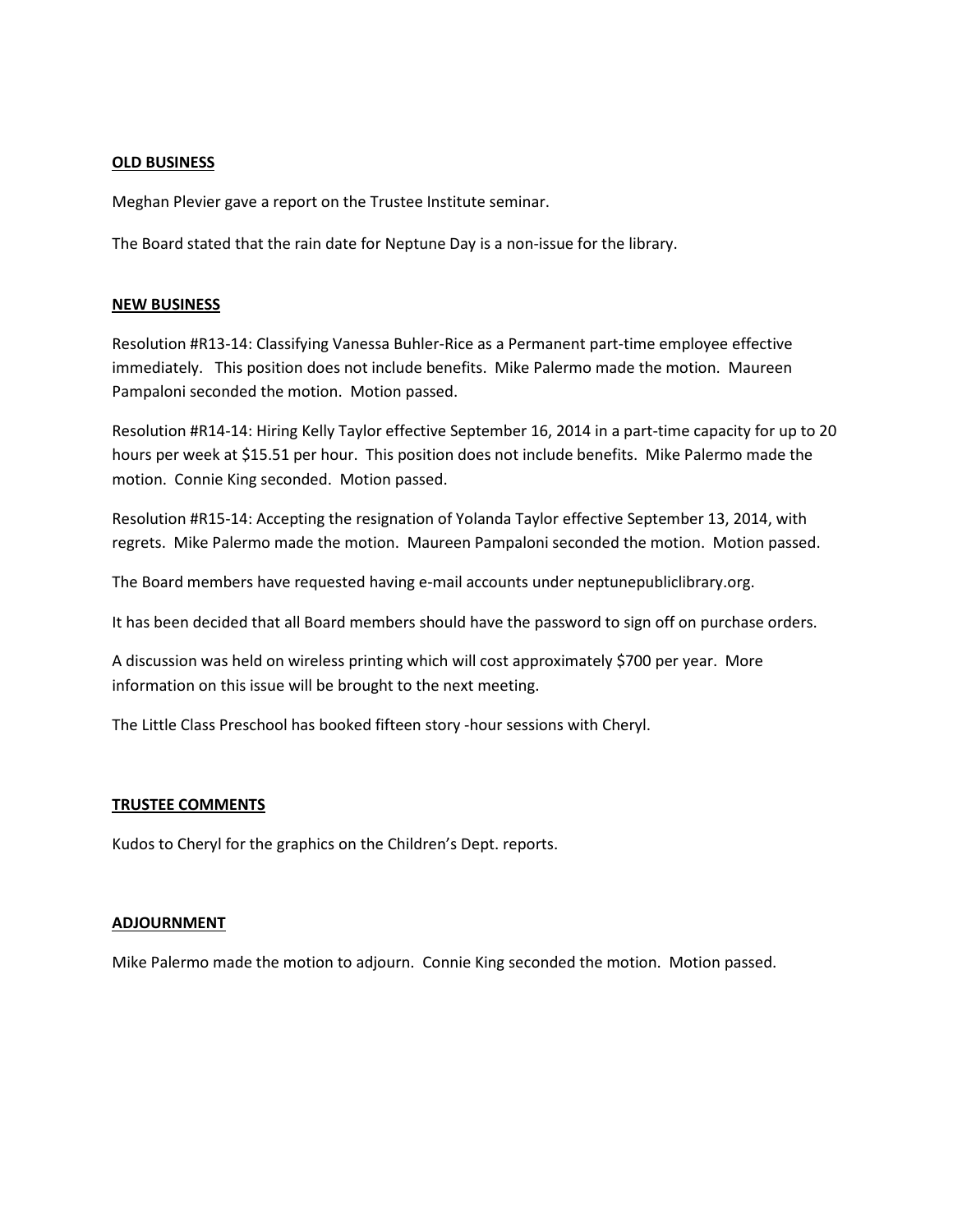**OLD BUSINESS**

Meghan Plevier gave a report on the Trustee Institute seminar.

The Board stated that the rain date for Neptune Day is a non-issue for the library.

**NEW BUSINESS**

Resolution #R13-14: Classifying Vanessa Buhler-Rice as a Permanent part-time employee effective immediately. This position does not include benefits. Mike Palermo made the motion. Maureen Pampaloni seconded the motion. Motion passed.

Resolution #R14-14: Hiring Kelly Taylor effective September 16, 2014 in a part-time capacity for up to 20 hours per week at $15.51 per hour. This position does not include benefits. Mike Palermo made the motion. Connie King seconded. Motion passed.

Resolution #R15-14: Accepting the resignation of Yolanda Taylor effective September 13, 2014, with regrets. Mike Palermo made the motion. Maureen Pampaloni seconded the motion. Motion passed.

The Board members have requested having e-mail accounts under neptunepubliclibrary.org.

It has been decided that all Board members should have the password to sign off on purchase orders.

A discussion was held on wireless printing which will cost approximately $700 per year. More information on this issue will be brought to the next meeting.

The Little Class Preschool has booked fifteen story -hour sessions with Cheryl.

**TRUSTEE COMMENTS**

Kudos to Cheryl for the graphics on the Children's Dept. reports.

**ADJOURNMENT**

Mike Palermo made the motion to adjourn. Connie King seconded the motion. Motion passed.